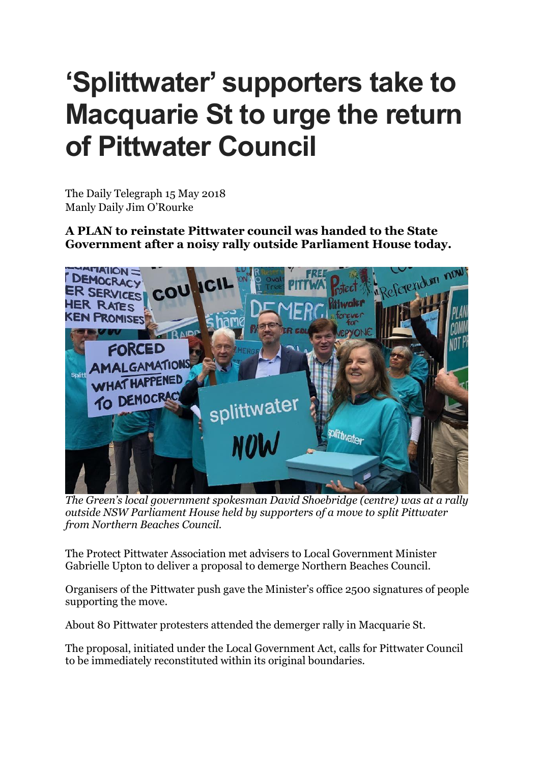# 'Splittwater' supporters take to Macquarie St to urge the return of Pittwater Council

The Daily Telegraph 15 May 2018
Manly Daily Jim O'Rourke

**A PLAN to reinstate Pittwater council was handed to the State Government after a noisy rally outside Parliament House today.**

*The Green's local government spokesman David Shoebridge (centre) was at a rally outside NSW Parliament House held by supporters of a move to split Pittwater from Northern Beaches Council.*

The Protect Pittwater Association met advisers to Local Government Minister Gabrielle Upton to deliver a proposal to demerge Northern Beaches Council.

Organisers of the Pittwater push gave the Minister's office 2500 signatures of people supporting the move.

About 80 Pittwater protesters attended the demerger rally in Macquarie St.

The proposal, initiated under the Local Government Act, calls for Pittwater Council to be immediately reconstituted within its original boundaries.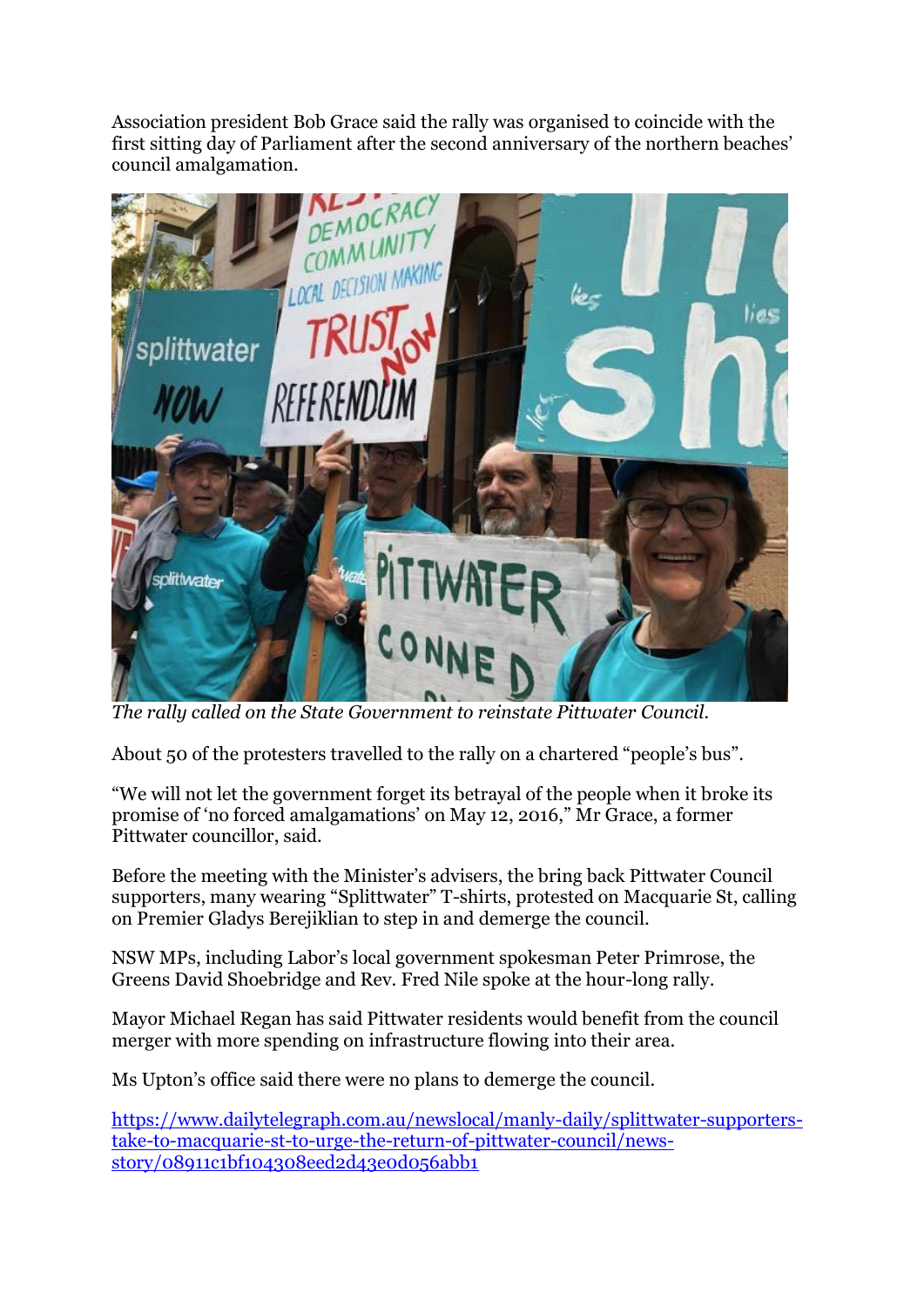Association president Bob Grace said the rally was organised to coincide with the first sitting day of Parliament after the second anniversary of the northern beaches' council amalgamation.

*The rally called on the State Government to reinstate Pittwater Council.*

About 50 of the protesters travelled to the rally on a chartered "people's bus".

"We will not let the government forget its betrayal of the people when it broke its promise of 'no forced amalgamations' on May 12, 2016," Mr Grace, a former Pittwater councillor, said.

Before the meeting with the Minister's advisers, the bring back Pittwater Council supporters, many wearing "Splittwater" T-shirts, protested on Macquarie St, calling on Premier Gladys Berejiklian to step in and demerge the council.

NSW MPs, including Labor's local government spokesman Peter Primrose, the Greens David Shoebridge and Rev. Fred Nile spoke at the hour-long rally.

Mayor Michael Regan has said Pittwater residents would benefit from the council merger with more spending on infrastructure flowing into their area.

Ms Upton's office said there were no plans to demerge the council.

[https://www.dailytelegraph.com.au/newslocal/manly-daily/splittwater-supporters-take-to-macquarie-st-to-urge-the-return-of-pittwater-council/news-story/08911c1bf104308eed2d43e0d056abb1](https://www.dailytelegraph.com.au/newslocal/manly-daily/splittwater-supporters-take-to-macquarie-st-to-urge-the-return-of-pittwater-council/news-story/08911c1bf104308eed2d43e0d056abb1)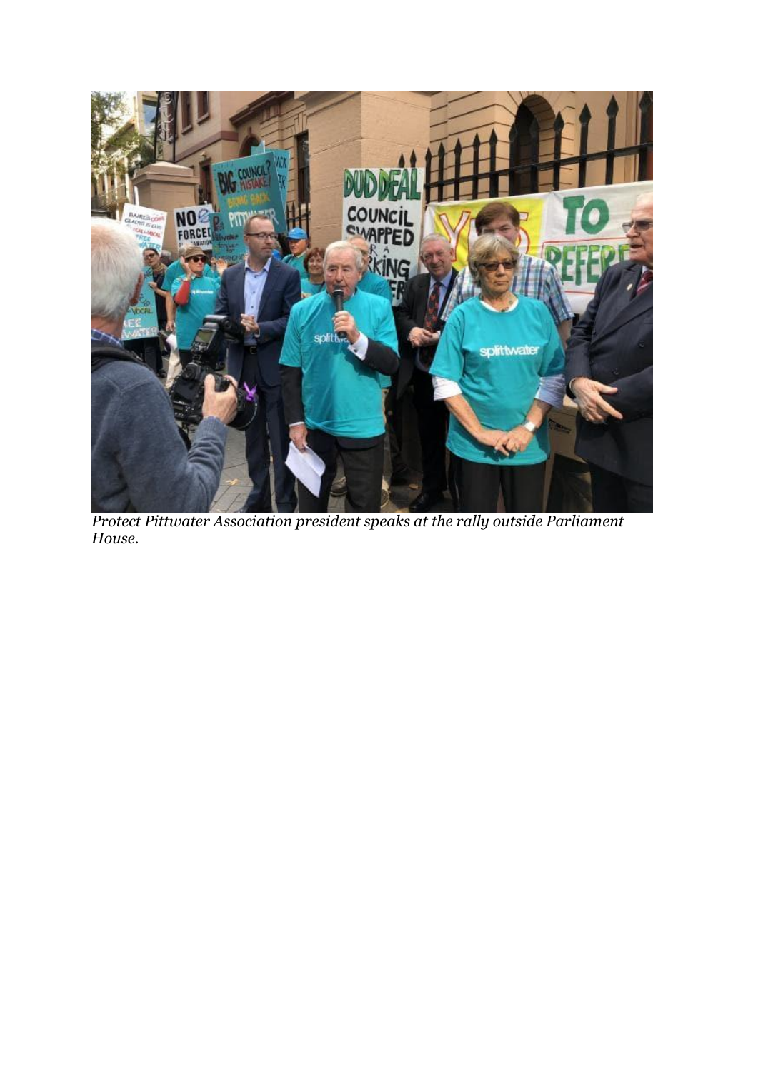*Protect Pittwater Association president speaks at the rally outside Parliament House.*